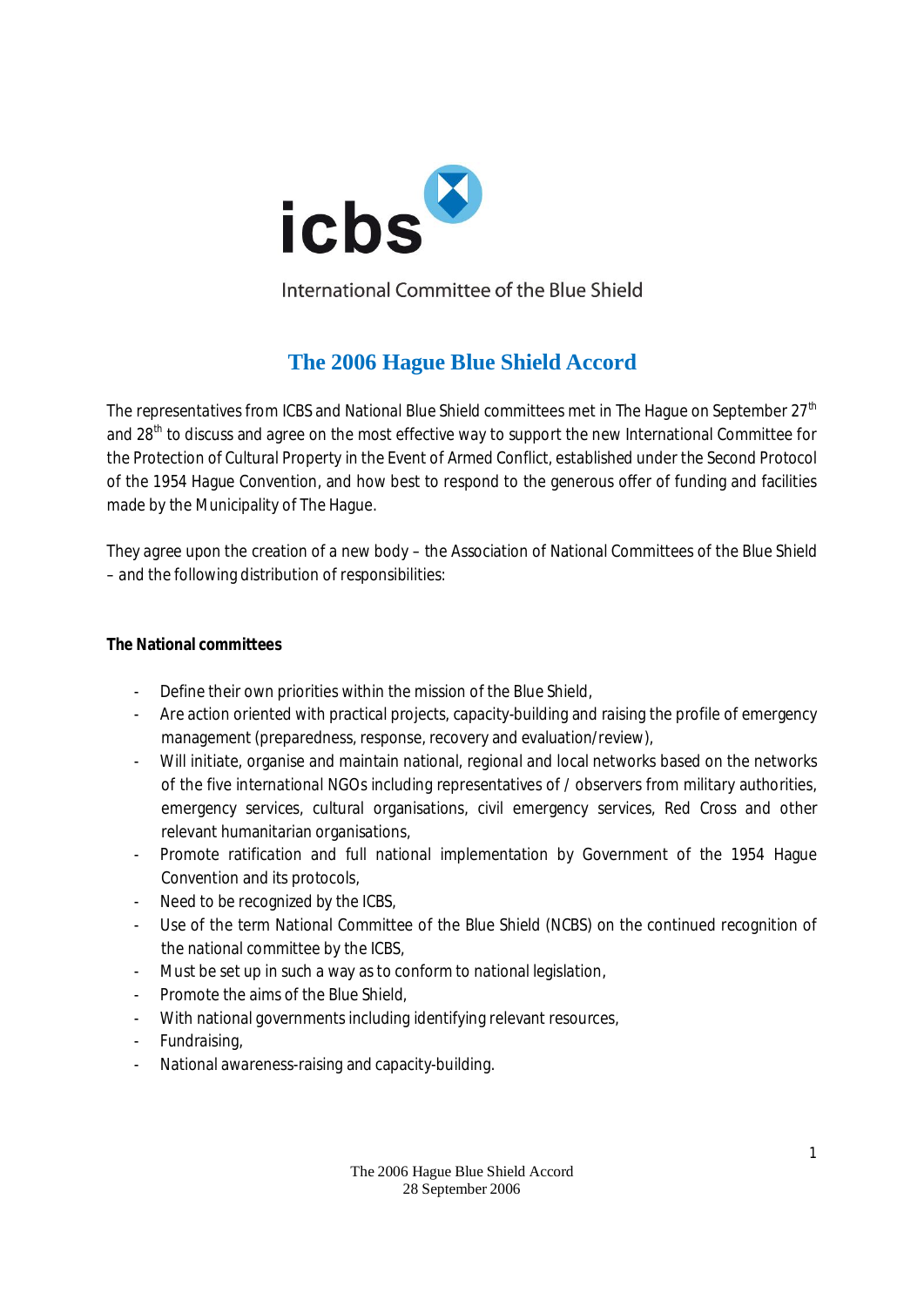icbs

International Committee of the Blue Shield

# The 2006 Hague Blue Shield Accord

The representatives from ICBS and National Blue Shield committees met in The Hague on September 27th and 28th to discuss and agree on the most effective way to support the new International Committee for the Protection of Cultural Property in the Event of Armed Conflict, established under the Second Protocol of the 1954 Hague Convention, and how best to respond to the generous offer of funding and facilities made by the Municipality of The Hague.

They agree upon the creation of a new body – the Association of National Committees of the Blue Shield – and the following distribution of responsibilities:

**The National committees**

- Define their own priorities within the mission of the Blue Shield,
- Are action oriented with practical projects, capacity-building and raising the profile of emergency management (preparedness, response, recovery and evaluation/review),
- Will initiate, organise and maintain national, regional and local networks based on the networks of the five international NGOs including representatives of / observers from military authorities, emergency services, cultural organisations, civil emergency services, Red Cross and other relevant humanitarian organisations,
- Promote ratification and full national implementation by Government of the 1954 Hague Convention and its protocols,
- Need to be recognized by the ICBS,
- Use of the term National Committee of the Blue Shield (NCBS) on the continued recognition of the national committee by the ICBS,
- Must be set up in such a way as to conform to national legislation,
- Promote the aims of the Blue Shield,
- With national governments including identifying relevant resources,
- Fundraising,
- National awareness-raising and capacity-building.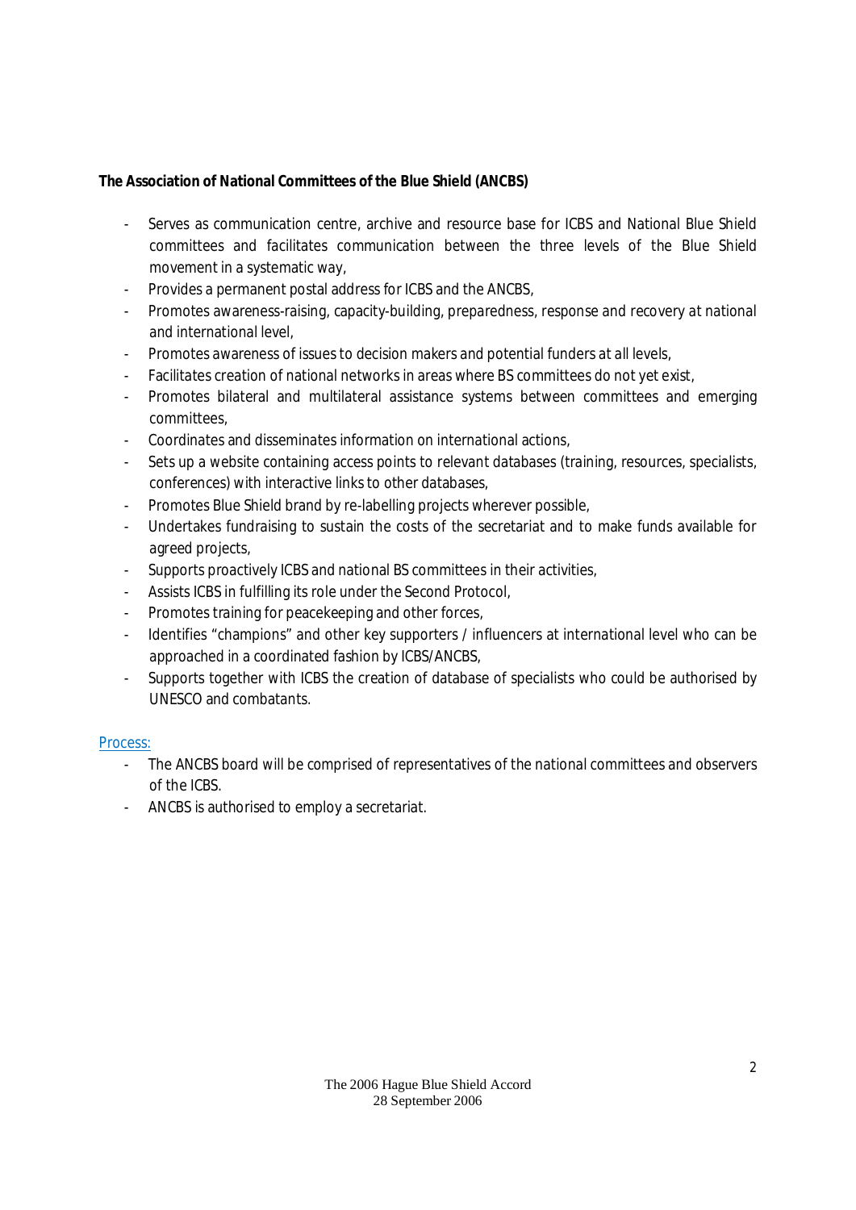**The Association of National Committees of the Blue Shield (ANCBS)**

- Serves as communication centre, archive and resource base for ICBS and National Blue Shield committees and facilitates communication between the three levels of the Blue Shield movement in a systematic way,
- Provides a permanent postal address for ICBS and the ANCBS,
- Promotes awareness-raising, capacity-building, preparedness, response and recovery at national and international level,
- Promotes awareness of issues to decision makers and potential funders at all levels,
- Facilitates creation of national networks in areas where BS committees do not yet exist,
- Promotes bilateral and multilateral assistance systems between committees and emerging committees,
- Coordinates and disseminates information on international actions,
- Sets up a website containing access points to relevant databases (training, resources, specialists, conferences) with interactive links to other databases,
- Promotes Blue Shield brand by re-labelling projects wherever possible,
- Undertakes fundraising to sustain the costs of the secretariat and to make funds available for agreed projects,
- Supports proactively ICBS and national BS committees in their activities,
- Assists ICBS in fulfilling its role under the Second Protocol,
- Promotes training for peacekeeping and other forces,
- Identifies "champions" and other key supporters / influencers at international level who can be approached in a coordinated fashion by ICBS/ANCBS,
- Supports together with ICBS the creation of database of specialists who could be authorised by UNESCO and combatants.

Process:

- The ANCBS board will be comprised of representatives of the national committees and observers of the ICBS.
- ANCBS is authorised to employ a secretariat.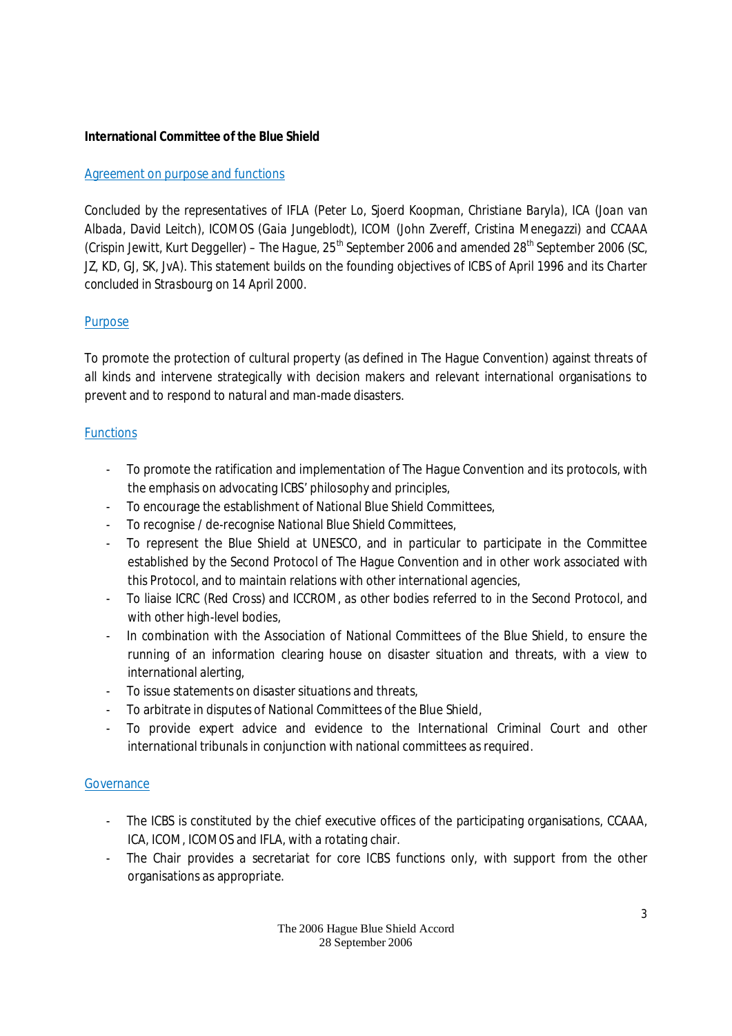**International Committee of the Blue Shield**

Agreement on purpose and functions

*Concluded by the representatives of IFLA (Peter Lo, Sjoerd Koopman, Christiane Baryla), ICA (Joan van Albada, David Leitch), ICOMOS (Gaia Jungeblodt), ICOM (John Zvereff, Cristina Menegazzi) and CCAAA (Crispin Jewitt, Kurt Deggeller) – The Hague, 25th September 2006 and amended 28th September 2006 (SC, JZ, KD, GJ, SK, JvA). This statement builds on the founding objectives of ICBS of April 1996 and its Charter concluded in Strasbourg on 14 April 2000.*

Purpose

To promote the protection of cultural property (as defined in The Hague Convention) against threats of all kinds and intervene strategically with decision makers and relevant international organisations to prevent and to respond to natural and man-made disasters.

Functions

- To promote the ratification and implementation of The Hague Convention and its protocols, with the emphasis on advocating ICBS' philosophy and principles,
- To encourage the establishment of National Blue Shield Committees,
- To recognise / de-recognise National Blue Shield Committees,
- To represent the Blue Shield at UNESCO, and in particular to participate in the Committee established by the Second Protocol of The Hague Convention and in other work associated with this Protocol, and to maintain relations with other international agencies,
- To liaise ICRC (Red Cross) and ICCROM, as other bodies referred to in the Second Protocol, and with other high-level bodies,
- In combination with the Association of National Committees of the Blue Shield, to ensure the running of an information clearing house on disaster situation and threats, with a view to international alerting,
- To issue statements on disaster situations and threats,
- To arbitrate in disputes of National Committees of the Blue Shield,
- To provide expert advice and evidence to the International Criminal Court and other international tribunals in conjunction with national committees as required.

Governance

- The ICBS is constituted by the chief executive offices of the participating organisations, CCAAA, ICA, ICOM, ICOMOS and IFLA, with a rotating chair.
- The Chair provides a secretariat for core ICBS functions only, with support from the other organisations as appropriate.